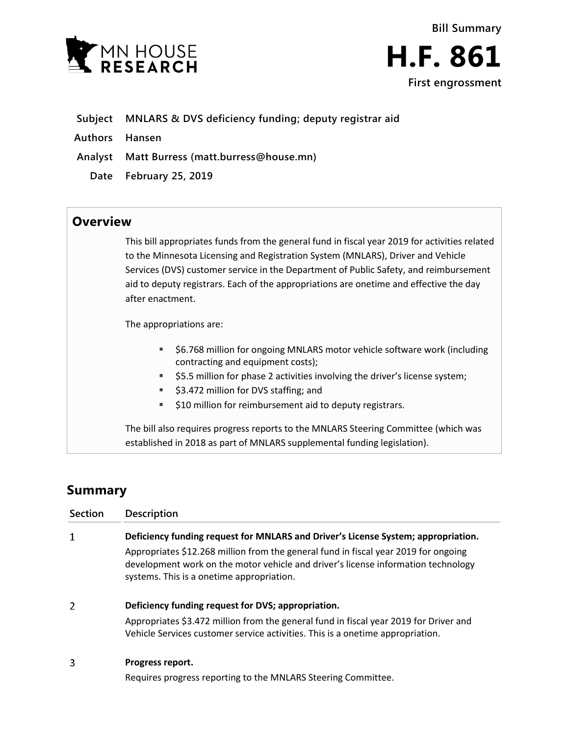MN HOUSE RESEARCH

Bill Summary

# H.F. 861

First engrossment

**Subject** MNLARS & DVS deficiency funding; deputy registrar aid

**Authors** Hansen

**Analyst** Matt Burress (matt.burress@house.mn)

**Date** February 25, 2019

## Overview

This bill appropriates funds from the general fund in fiscal year 2019 for activities related to the Minnesota Licensing and Registration System (MNLARS), Driver and Vehicle Services (DVS) customer service in the Department of Public Safety, and reimbursement aid to deputy registrars. Each of the appropriations are onetime and effective the day after enactment.

The appropriations are:

- $6.768 million for ongoing MNLARS motor vehicle software work (including contracting and equipment costs);
- $5.5 million for phase 2 activities involving the driver's license system;
- $3.472 million for DVS staffing; and
- $10 million for reimbursement aid to deputy registrars.

The bill also requires progress reports to the MNLARS Steering Committee (which was established in 2018 as part of MNLARS supplemental funding legislation).

## Summary

| Section | Description |
|---|---|
| 1 | **Deficiency funding request for MNLARS and Driver's License System; appropriation.** Appropriates $12.268 million from the general fund in fiscal year 2019 for ongoing development work on the motor vehicle and driver's license information technology systems. This is a onetime appropriation. |
| 2 | **Deficiency funding request for DVS; appropriation.** Appropriates $3.472 million from the general fund in fiscal year 2019 for Driver and Vehicle Services customer service activities. This is a onetime appropriation. |
| 3 | **Progress report.** Requires progress reporting to the MNLARS Steering Committee. |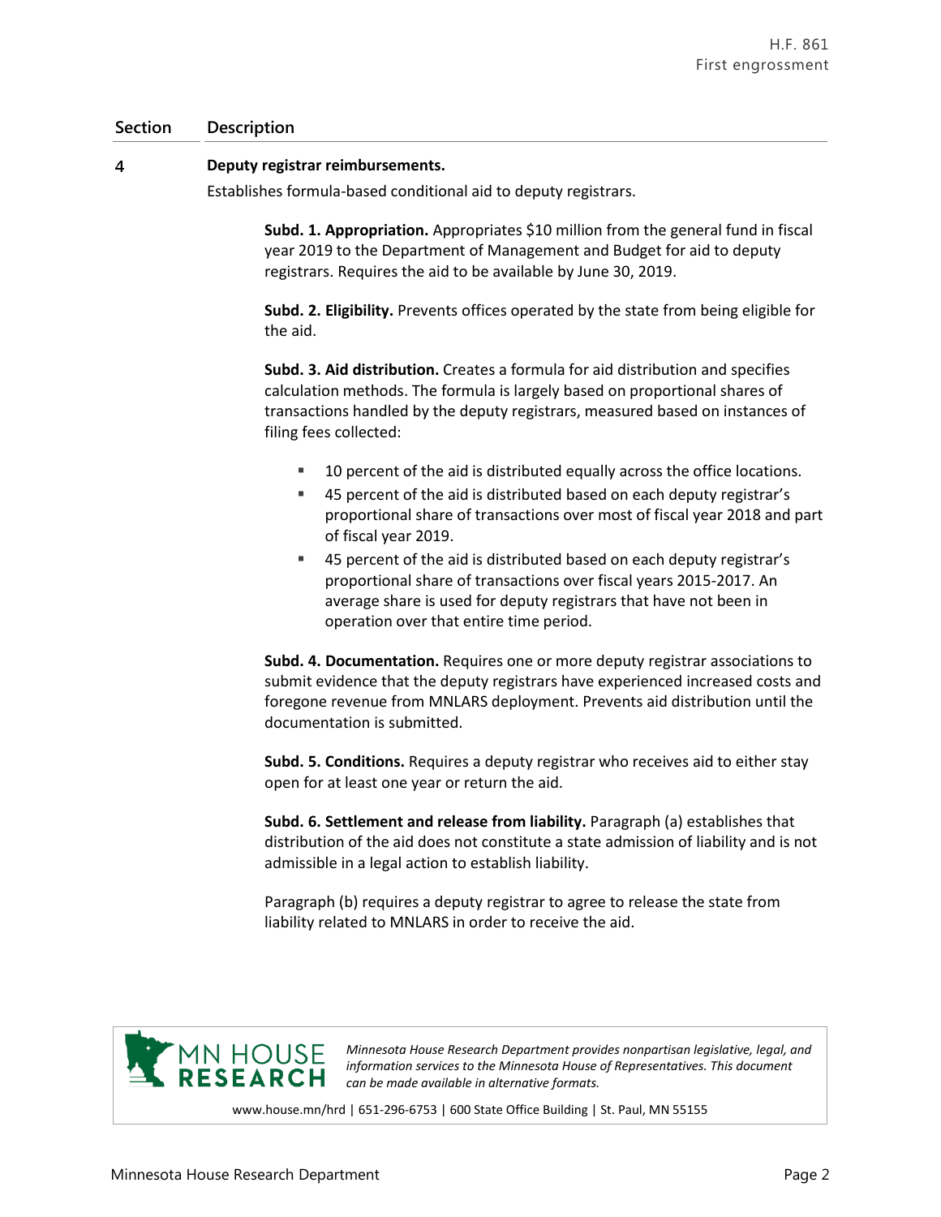| Section | Description |
|---|---|
| 4 | **Deputy registrar reimbursements.** |

Establishes formula-based conditional aid to deputy registrars.

**Subd. 1. Appropriation.** Appropriates $10 million from the general fund in fiscal year 2019 to the Department of Management and Budget for aid to deputy registrars. Requires the aid to be available by June 30, 2019.

**Subd. 2. Eligibility.** Prevents offices operated by the state from being eligible for the aid.

**Subd. 3. Aid distribution.** Creates a formula for aid distribution and specifies calculation methods. The formula is largely based on proportional shares of transactions handled by the deputy registrars, measured based on instances of filing fees collected:

- 10 percent of the aid is distributed equally across the office locations.
- 45 percent of the aid is distributed based on each deputy registrar's proportional share of transactions over most of fiscal year 2018 and part of fiscal year 2019.
- 45 percent of the aid is distributed based on each deputy registrar's proportional share of transactions over fiscal years 2015-2017. An average share is used for deputy registrars that have not been in operation over that entire time period.

**Subd. 4. Documentation.** Requires one or more deputy registrar associations to submit evidence that the deputy registrars have experienced increased costs and foregone revenue from MNLARS deployment. Prevents aid distribution until the documentation is submitted.

**Subd. 5. Conditions.** Requires a deputy registrar who receives aid to either stay open for at least one year or return the aid.

**Subd. 6. Settlement and release from liability.** Paragraph (a) establishes that distribution of the aid does not constitute a state admission of liability and is not admissible in a legal action to establish liability.

Paragraph (b) requires a deputy registrar to agree to release the state from liability related to MNLARS in order to receive the aid.

MN HOUSE RESEARCH

*Minnesota House Research Department provides nonpartisan legislative, legal, and information services to the Minnesota House of Representatives. This document can be made available in alternative formats.*

www.house.mn/hrd | 651-296-6753 | 600 State Office Building | St. Paul, MN 55155